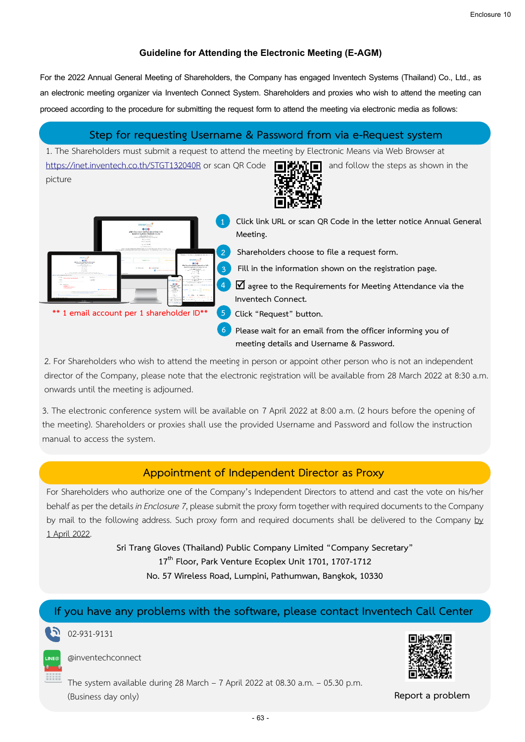## Guideline for Attending the Electronic Meeting (E-AGM)

For the 2022 Annual General Meeting of Shareholders, the Company has engaged Inventech Systems (Thailand) Co., Ltd., as an electronic meeting organizer via Inventech Connect System. Shareholders and proxies who wish to attend the meeting can proceed according to the procedure for submitting the request form to attend the meeting via electronic media as follows:

### Step for requesting Username & Password from via e-Request system

1. The Shareholders must submit a request to attend the meeting by Electronic Means via Web Browser at https://inet.inventech.co.th/STGT132040R or scan QR Code and follow the steps as shown in the picture

** 1 email account per 1 shareholder ID**

1. Click link URL or scan QR Code in the letter notice Annual General Meeting.
2. Shareholders choose to file a request form.
3. Fill in the information shown on the registration page.
4. ☑ agree to the Requirements for Meeting Attendance via the Inventech Connect.
5. Click "Request" button.
6. Please wait for an email from the officer informing you of meeting details and Username & Password.

2. For Shareholders who wish to attend the meeting in person or appoint other person who is not an independent director of the Company, please note that the electronic registration will be available from 28 March 2022 at 8:30 a.m. onwards until the meeting is adjourned.

3. The electronic conference system will be available on 7 April 2022 at 8:00 a.m. (2 hours before the opening of the meeting). Shareholders or proxies shall use the provided Username and Password and follow the instruction manual to access the system.

### Appointment of Independent Director as Proxy

For Shareholders who authorize one of the Company's Independent Directors to attend and cast the vote on his/her behalf as per the details *in Enclosure 7*, please submit the proxy form together with required documents to the Company by mail to the following address. Such proxy form and required documents shall be delivered to the Company by 1 April 2022.

**Sri Trang Gloves (Thailand) Public Company Limited "Company Secretary"**
**17th Floor, Park Venture Ecoplex Unit 1701, 1707-1712**
**No. 57 Wireless Road, Lumpini, Pathumwan, Bangkok, 10330**

### If you have any problems with the software, please contact Inventech Call Center

02-931-9131

@inventechconnect

The system available during 28 March – 7 April 2022 at 08.30 a.m. – 05.30 p.m. (Business day only)

Report a problem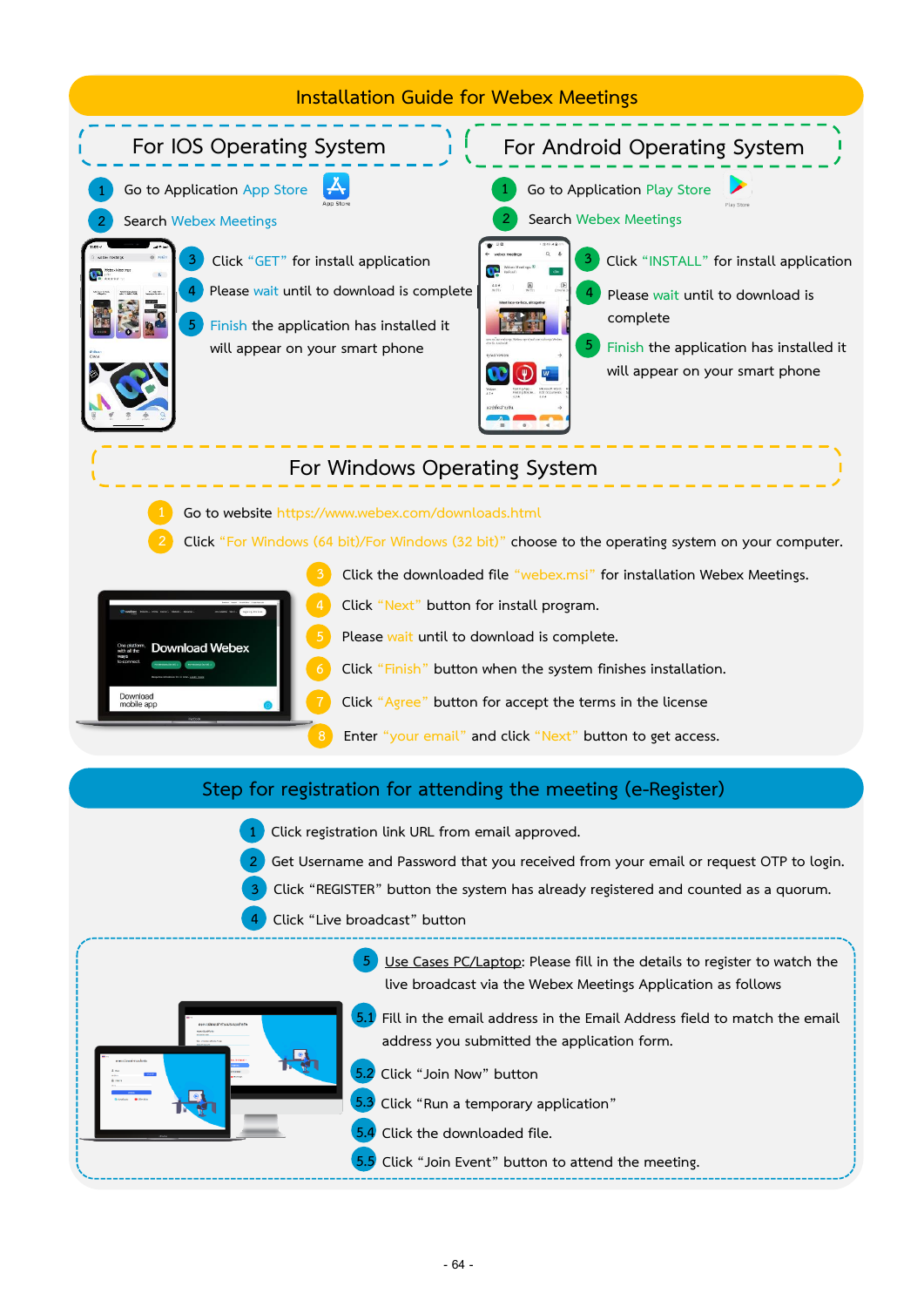# Installation Guide for Webex Meetings

## For IOS Operating System

1. Go to Application App Store
2. Search Webex Meetings
3. Click "GET" for install application
4. Please wait until to download is complete
5. Finish the application has installed it will appear on your smart phone

## For Android Operating System

1. Go to Application Play Store
2. Search Webex Meetings
3. Click "INSTALL" for install application
4. Please wait until to download is complete
5. Finish the application has installed it will appear on your smart phone

## For Windows Operating System

1. Go to website https://www.webex.com/downloads.html
2. Click "For Windows (64 bit)/For Windows (32 bit)" choose to the operating system on your computer.
3. Click the downloaded file "webex.msi" for installation Webex Meetings.
4. Click "Next" button for install program.
5. Please wait until to download is complete.
6. Click "Finish" button when the system finishes installation.
7. Click "Agree" button for accept the terms in the license
8. Enter "your email" and click "Next" button to get access.

# Step for registration for attending the meeting (e-Register)

1. Click registration link URL from email approved.
2. Get Username and Password that you received from your email or request OTP to login.
3. Click "REGISTER" button the system has already registered and counted as a quorum.
4. Click "Live broadcast" button
5. Use Cases PC/Laptop: Please fill in the details to register to watch the live broadcast via the Webex Meetings Application as follows
   - 5.1 Fill in the email address in the Email Address field to match the email address you submitted the application form.
   - 5.2 Click "Join Now" button
   - 5.3 Click "Run a temporary application"
   - 5.4 Click the downloaded file.
   - 5.5 Click "Join Event" button to attend the meeting.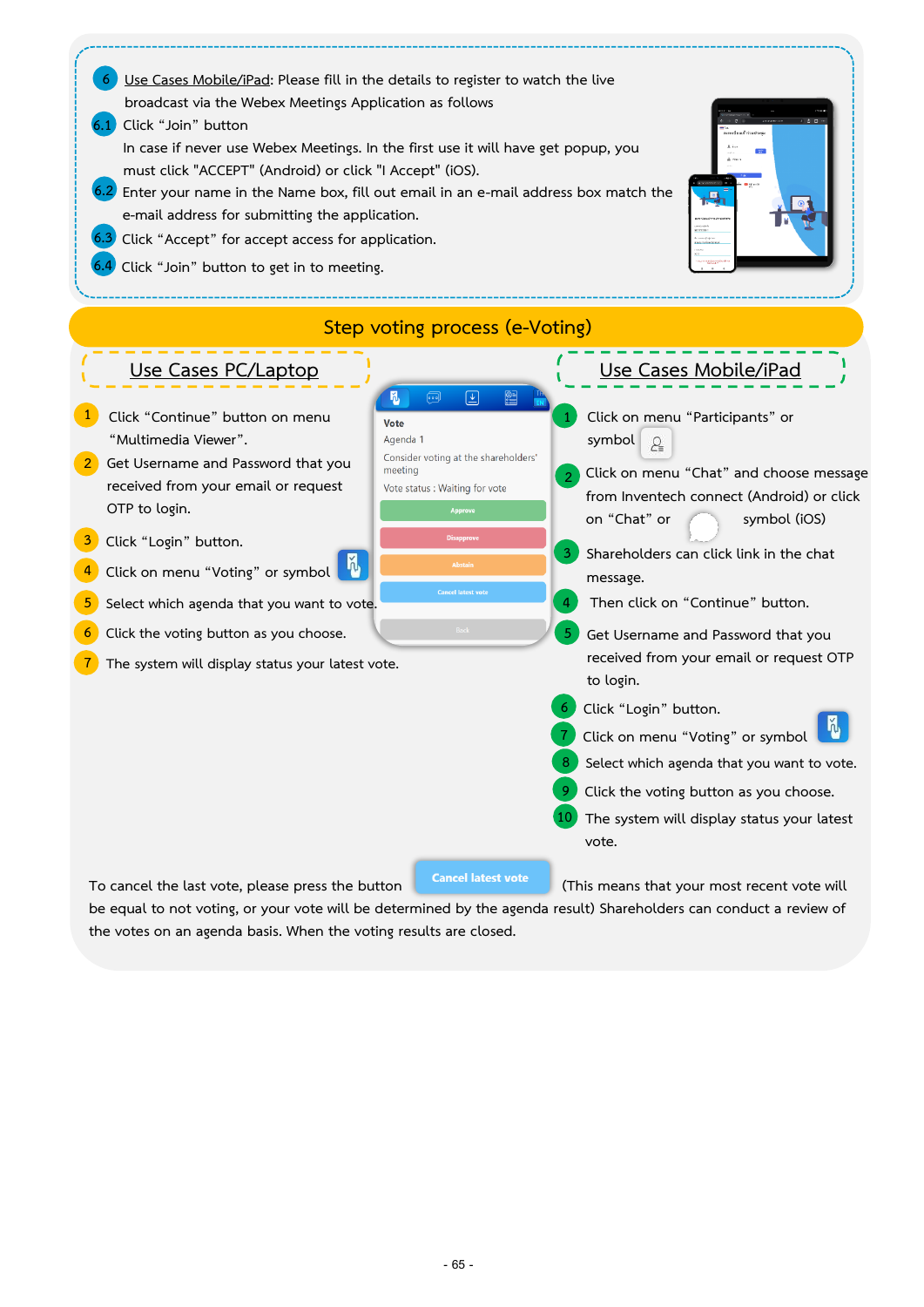6 Use Cases Mobile/iPad: Please fill in the details to register to watch the live broadcast via the Webex Meetings Application as follows

6.1 Click "Join" button

In case if never use Webex Meetings. In the first use it will have get popup, you must click "ACCEPT" (Android) or click "I Accept" (iOS).

6.2 Enter your name in the Name box, fill out email in an e-mail address box match the e-mail address for submitting the application.

6.3 Click "Accept" for accept access for application.

6.4 Click "Join" button to get in to meeting.

## Step voting process (e-Voting)

### Use Cases PC/Laptop

1. Click "Continue" button on menu "Multimedia Viewer".
2. Get Username and Password that you received from your email or request OTP to login.
3. Click "Login" button.
4. Click on menu "Voting" or symbol
5. Select which agenda that you want to vote.
6. Click the voting button as you choose.
7. The system will display status your latest vote.

Vote
Agenda 1
Consider voting at the shareholders' meeting
Vote status : Waiting for vote
Approve
Disapprove
Abstain
Cancel latest vote
Back

### Use Cases Mobile/iPad

1. Click on menu "Participants" or symbol
2. Click on menu "Chat" and choose message from Inventech connect (Android) or click on "Chat" or symbol (iOS)
3. Shareholders can click link in the chat message.
4. Then click on "Continue" button.
5. Get Username and Password that you received from your email or request OTP to login.
6. Click "Login" button.
7. Click on menu "Voting" or symbol
8. Select which agenda that you want to vote.
9. Click the voting button as you choose.
10. The system will display status your latest vote.

To cancel the last vote, please press the button **Cancel latest vote** (This means that your most recent vote will be equal to not voting, or your vote will be determined by the agenda result) Shareholders can conduct a review of the votes on an agenda basis. When the voting results are closed.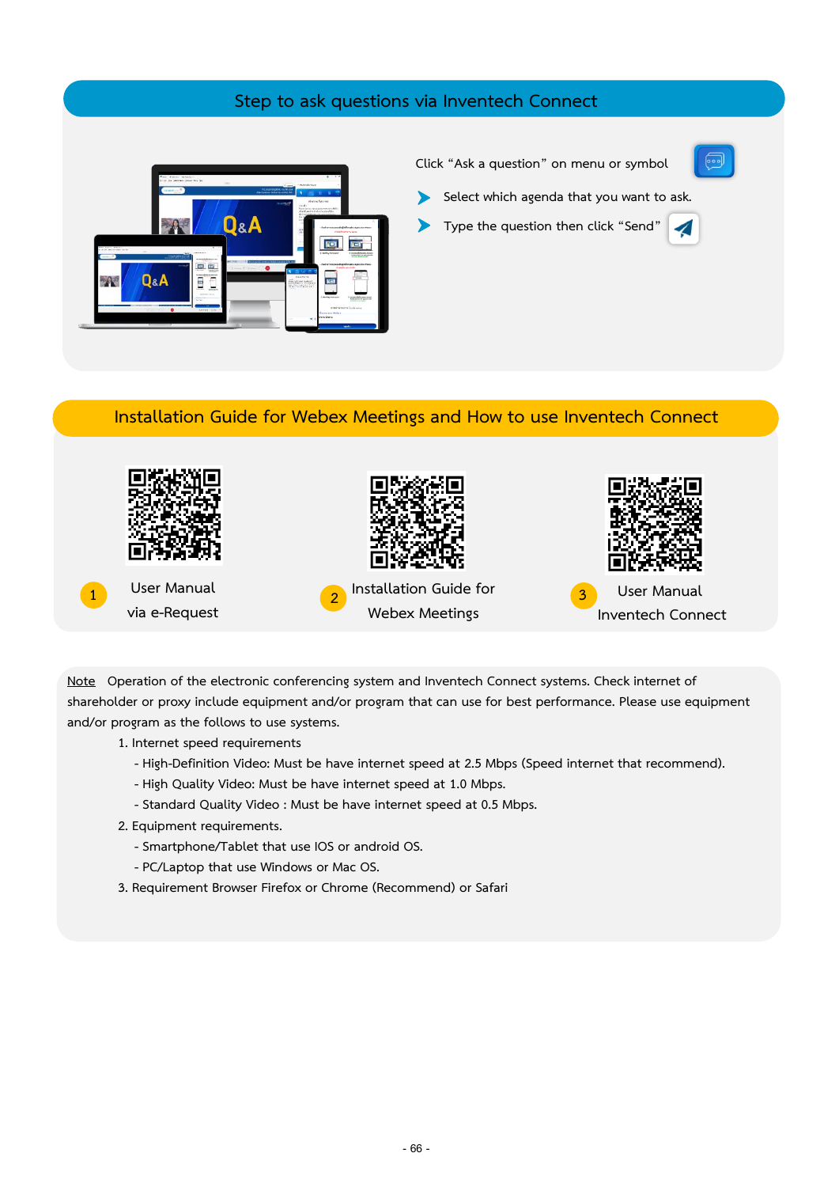## Step to ask questions via Inventech Connect

Click "Ask a question" on menu or symbol

- Select which agenda that you want to ask.
- Type the question then click "Send"

## Installation Guide for Webex Meetings and How to use Inventech Connect

1. User Manual via e-Request
2. Installation Guide for Webex Meetings
3. User Manual Inventech Connect

<u>Note</u> Operation of the electronic conferencing system and Inventech Connect systems. Check internet of shareholder or proxy include equipment and/or program that can use for best performance. Please use equipment and/or program as the follows to use systems.

1. Internet speed requirements
   - High-Definition Video: Must be have internet speed at 2.5 Mbps (Speed internet that recommend).
   - High Quality Video: Must be have internet speed at 1.0 Mbps.
   - Standard Quality Video : Must be have internet speed at 0.5 Mbps.
2. Equipment requirements.
   - Smartphone/Tablet that use IOS or android OS.
   - PC/Laptop that use Windows or Mac OS.
3. Requirement Browser Firefox or Chrome (Recommend) or Safari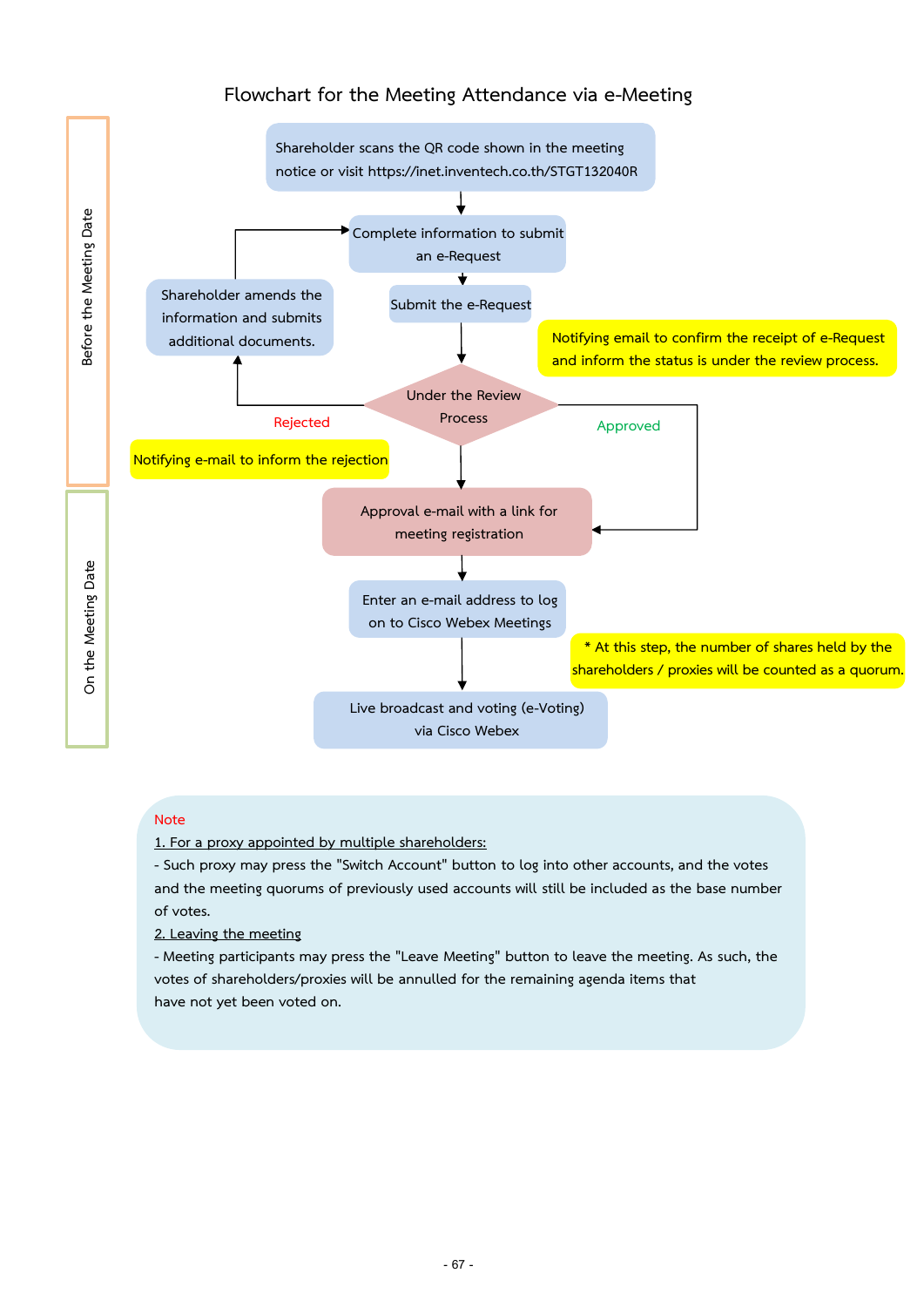# Flowchart for the Meeting Attendance via e-Meeting

Before the Meeting Date

Shareholder scans the QR code shown in the meeting notice or visit https://inet.inventech.co.th/STGT132040R

Complete information to submit an e-Request

Submit the e-Request

Notifying email to confirm the receipt of e-Request and inform the status is under the review process.

Under the Review Process

Rejected

Notifying e-mail to inform the rejection

Shareholder amends the information and submits additional documents.

Approved

On the Meeting Date

Approval e-mail with a link for meeting registration

Enter an e-mail address to log on to Cisco Webex Meetings

* At this step, the number of shares held by the shareholders / proxies will be counted as a quorum.

Live broadcast and voting (e-Voting) via Cisco Webex

Note

1. For a proxy appointed by multiple shareholders:

- Such proxy may press the "Switch Account" button to log into other accounts, and the votes and the meeting quorums of previously used accounts will still be included as the base number of votes.

2. Leaving the meeting

- Meeting participants may press the "Leave Meeting" button to leave the meeting. As such, the votes of shareholders/proxies will be annulled for the remaining agenda items that have not yet been voted on.